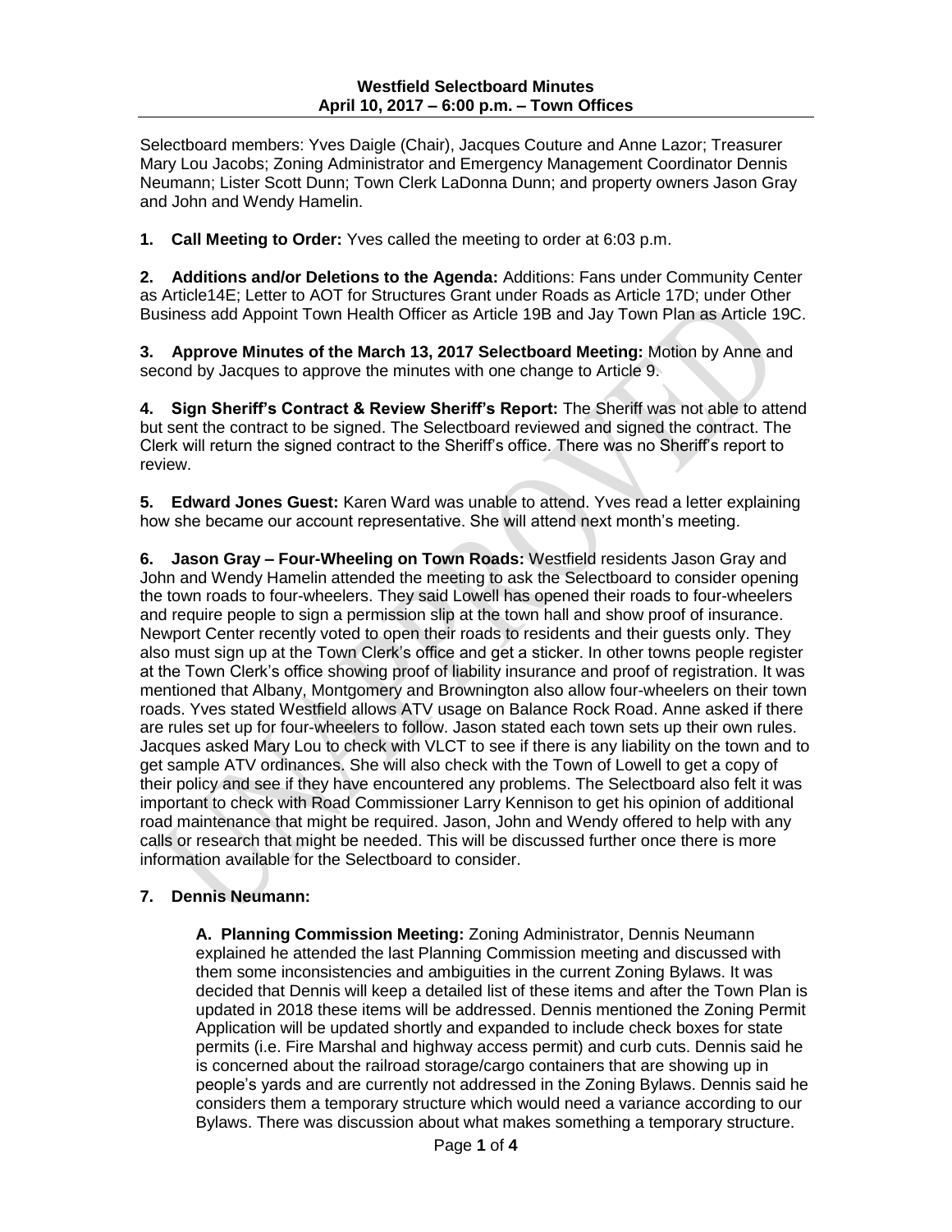# Westfield Selectboard Minutes
## April 10, 2017 – 6:00 p.m. – Town Offices

Selectboard members: Yves Daigle (Chair), Jacques Couture and Anne Lazor; Treasurer Mary Lou Jacobs; Zoning Administrator and Emergency Management Coordinator Dennis Neumann; Lister Scott Dunn; Town Clerk LaDonna Dunn; and property owners Jason Gray and John and Wendy Hamelin.

**1. Call Meeting to Order:** Yves called the meeting to order at 6:03 p.m.

**2. Additions and/or Deletions to the Agenda:** Additions: Fans under Community Center as Article14E; Letter to AOT for Structures Grant under Roads as Article 17D; under Other Business add Appoint Town Health Officer as Article 19B and Jay Town Plan as Article 19C.

**3. Approve Minutes of the March 13, 2017 Selectboard Meeting:** Motion by Anne and second by Jacques to approve the minutes with one change to Article 9.

**4. Sign Sheriff's Contract & Review Sheriff's Report:** The Sheriff was not able to attend but sent the contract to be signed. The Selectboard reviewed and signed the contract. The Clerk will return the signed contract to the Sheriff's office. There was no Sheriff's report to review.

**5. Edward Jones Guest:** Karen Ward was unable to attend. Yves read a letter explaining how she became our account representative. She will attend next month's meeting.

**6. Jason Gray – Four-Wheeling on Town Roads:** Westfield residents Jason Gray and John and Wendy Hamelin attended the meeting to ask the Selectboard to consider opening the town roads to four-wheelers. They said Lowell has opened their roads to four-wheelers and require people to sign a permission slip at the town hall and show proof of insurance. Newport Center recently voted to open their roads to residents and their guests only. They also must sign up at the Town Clerk's office and get a sticker. In other towns people register at the Town Clerk's office showing proof of liability insurance and proof of registration. It was mentioned that Albany, Montgomery and Brownington also allow four-wheelers on their town roads. Yves stated Westfield allows ATV usage on Balance Rock Road. Anne asked if there are rules set up for four-wheelers to follow. Jason stated each town sets up their own rules. Jacques asked Mary Lou to check with VLCT to see if there is any liability on the town and to get sample ATV ordinances. She will also check with the Town of Lowell to get a copy of their policy and see if they have encountered any problems. The Selectboard also felt it was important to check with Road Commissioner Larry Kennison to get his opinion of additional road maintenance that might be required. Jason, John and Wendy offered to help with any calls or research that might be needed. This will be discussed further once there is more information available for the Selectboard to consider.

**7. Dennis Neumann:**

**A. Planning Commission Meeting:** Zoning Administrator, Dennis Neumann explained he attended the last Planning Commission meeting and discussed with them some inconsistencies and ambiguities in the current Zoning Bylaws. It was decided that Dennis will keep a detailed list of these items and after the Town Plan is updated in 2018 these items will be addressed. Dennis mentioned the Zoning Permit Application will be updated shortly and expanded to include check boxes for state permits (i.e. Fire Marshal and highway access permit) and curb cuts. Dennis said he is concerned about the railroad storage/cargo containers that are showing up in people's yards and are currently not addressed in the Zoning Bylaws. Dennis said he considers them a temporary structure which would need a variance according to our Bylaws. There was discussion about what makes something a temporary structure.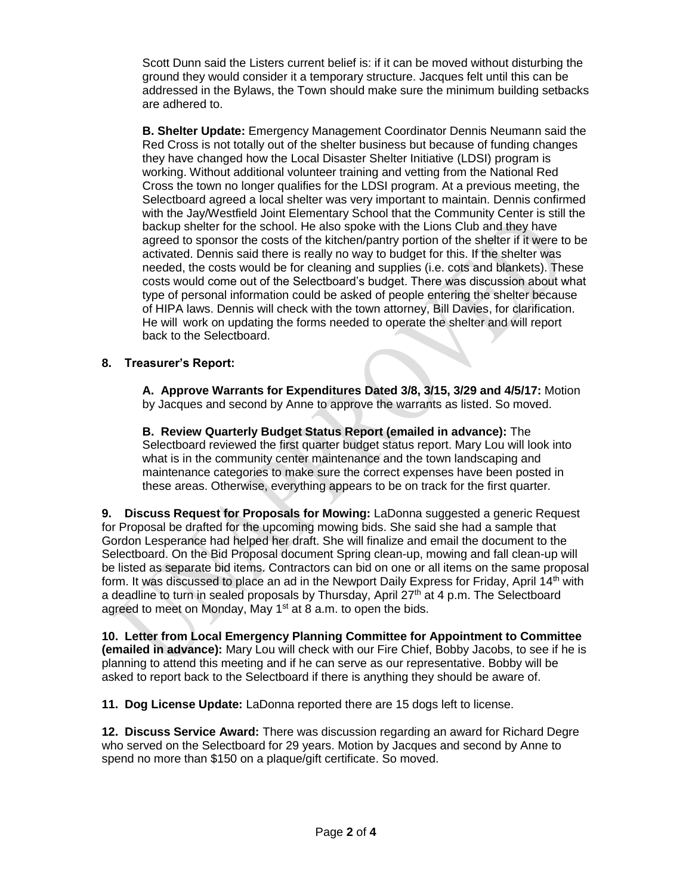Scott Dunn said the Listers current belief is: if it can be moved without disturbing the ground they would consider it a temporary structure. Jacques felt until this can be addressed in the Bylaws, the Town should make sure the minimum building setbacks are adhered to.

**B. Shelter Update:** Emergency Management Coordinator Dennis Neumann said the Red Cross is not totally out of the shelter business but because of funding changes they have changed how the Local Disaster Shelter Initiative (LDSI) program is working. Without additional volunteer training and vetting from the National Red Cross the town no longer qualifies for the LDSI program. At a previous meeting, the Selectboard agreed a local shelter was very important to maintain. Dennis confirmed with the Jay/Westfield Joint Elementary School that the Community Center is still the backup shelter for the school. He also spoke with the Lions Club and they have agreed to sponsor the costs of the kitchen/pantry portion of the shelter if it were to be activated. Dennis said there is really no way to budget for this. If the shelter was needed, the costs would be for cleaning and supplies (i.e. cots and blankets). These costs would come out of the Selectboard's budget. There was discussion about what type of personal information could be asked of people entering the shelter because of HIPA laws. Dennis will check with the town attorney, Bill Davies, for clarification. He will work on updating the forms needed to operate the shelter and will report back to the Selectboard.

**8. Treasurer's Report:**

**A. Approve Warrants for Expenditures Dated 3/8, 3/15, 3/29 and 4/5/17:** Motion by Jacques and second by Anne to approve the warrants as listed. So moved.

**B. Review Quarterly Budget Status Report (emailed in advance):** The Selectboard reviewed the first quarter budget status report. Mary Lou will look into what is in the community center maintenance and the town landscaping and maintenance categories to make sure the correct expenses have been posted in these areas. Otherwise, everything appears to be on track for the first quarter.

**9. Discuss Request for Proposals for Mowing:** LaDonna suggested a generic Request for Proposal be drafted for the upcoming mowing bids. She said she had a sample that Gordon Lesperance had helped her draft. She will finalize and email the document to the Selectboard. On the Bid Proposal document Spring clean-up, mowing and fall clean-up will be listed as separate bid items. Contractors can bid on one or all items on the same proposal form. It was discussed to place an ad in the Newport Daily Express for Friday, April 14th with a deadline to turn in sealed proposals by Thursday, April 27th at 4 p.m. The Selectboard agreed to meet on Monday, May 1st at 8 a.m. to open the bids.

**10. Letter from Local Emergency Planning Committee for Appointment to Committee (emailed in advance):** Mary Lou will check with our Fire Chief, Bobby Jacobs, to see if he is planning to attend this meeting and if he can serve as our representative. Bobby will be asked to report back to the Selectboard if there is anything they should be aware of.

**11. Dog License Update:** LaDonna reported there are 15 dogs left to license.

**12. Discuss Service Award:** There was discussion regarding an award for Richard Degre who served on the Selectboard for 29 years. Motion by Jacques and second by Anne to spend no more than $150 on a plaque/gift certificate. So moved.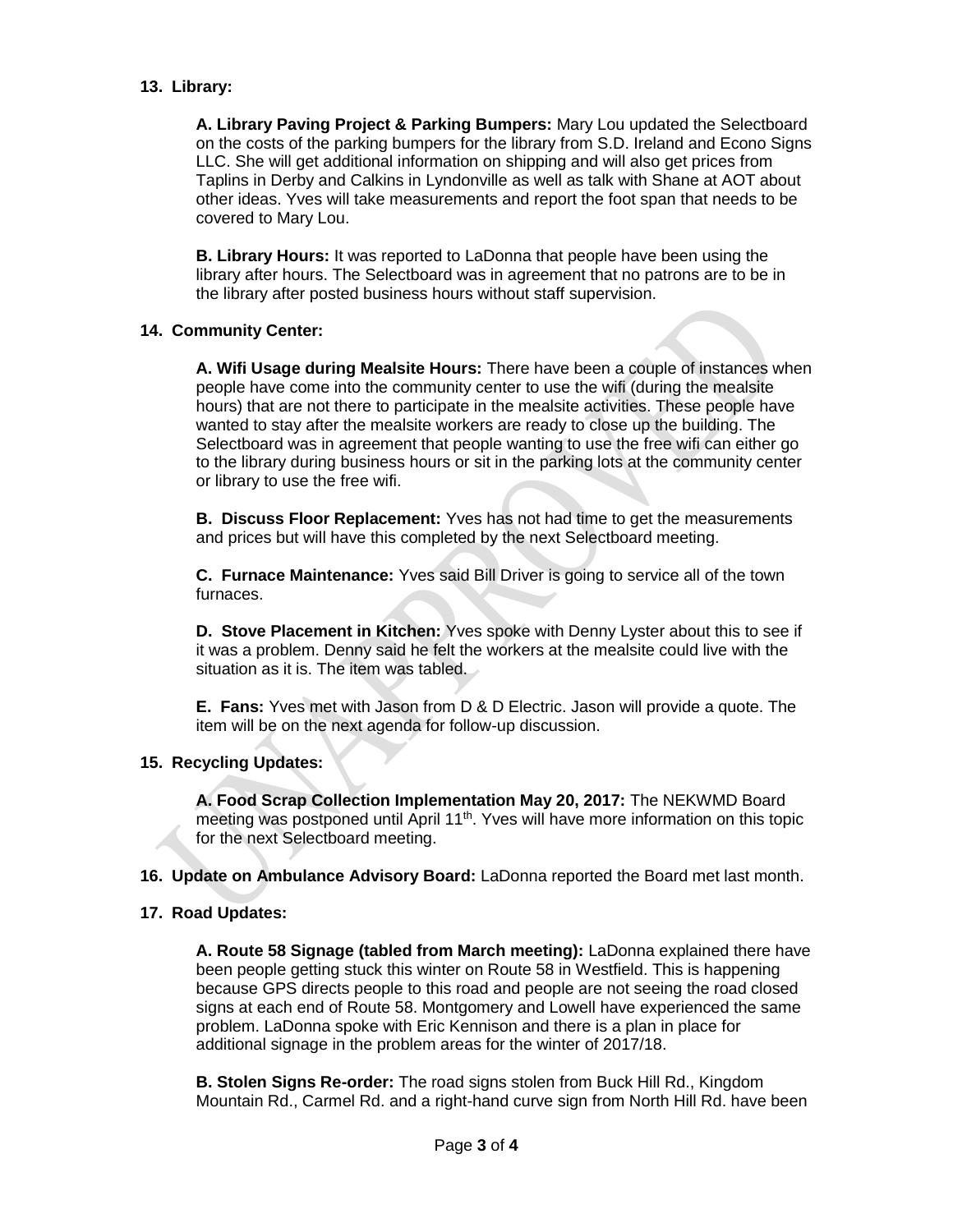**13. Library:**

**A. Library Paving Project & Parking Bumpers:** Mary Lou updated the Selectboard on the costs of the parking bumpers for the library from S.D. Ireland and Econo Signs LLC. She will get additional information on shipping and will also get prices from Taplins in Derby and Calkins in Lyndonville as well as talk with Shane at AOT about other ideas. Yves will take measurements and report the foot span that needs to be covered to Mary Lou.

**B. Library Hours:** It was reported to LaDonna that people have been using the library after hours. The Selectboard was in agreement that no patrons are to be in the library after posted business hours without staff supervision.

**14. Community Center:**

**A. Wifi Usage during Mealsite Hours:** There have been a couple of instances when people have come into the community center to use the wifi (during the mealsite hours) that are not there to participate in the mealsite activities. These people have wanted to stay after the mealsite workers are ready to close up the building. The Selectboard was in agreement that people wanting to use the free wifi can either go to the library during business hours or sit in the parking lots at the community center or library to use the free wifi.

**B. Discuss Floor Replacement:** Yves has not had time to get the measurements and prices but will have this completed by the next Selectboard meeting.

**C. Furnace Maintenance:** Yves said Bill Driver is going to service all of the town furnaces.

**D. Stove Placement in Kitchen:** Yves spoke with Denny Lyster about this to see if it was a problem. Denny said he felt the workers at the mealsite could live with the situation as it is. The item was tabled.

**E. Fans:** Yves met with Jason from D & D Electric. Jason will provide a quote. The item will be on the next agenda for follow-up discussion.

**15. Recycling Updates:**

**A. Food Scrap Collection Implementation May 20, 2017:** The NEKWMD Board meeting was postponed until April 11th. Yves will have more information on this topic for the next Selectboard meeting.

**16. Update on Ambulance Advisory Board:** LaDonna reported the Board met last month.

**17. Road Updates:**

**A. Route 58 Signage (tabled from March meeting):** LaDonna explained there have been people getting stuck this winter on Route 58 in Westfield. This is happening because GPS directs people to this road and people are not seeing the road closed signs at each end of Route 58. Montgomery and Lowell have experienced the same problem. LaDonna spoke with Eric Kennison and there is a plan in place for additional signage in the problem areas for the winter of 2017/18.

**B. Stolen Signs Re-order:** The road signs stolen from Buck Hill Rd., Kingdom Mountain Rd., Carmel Rd. and a right-hand curve sign from North Hill Rd. have been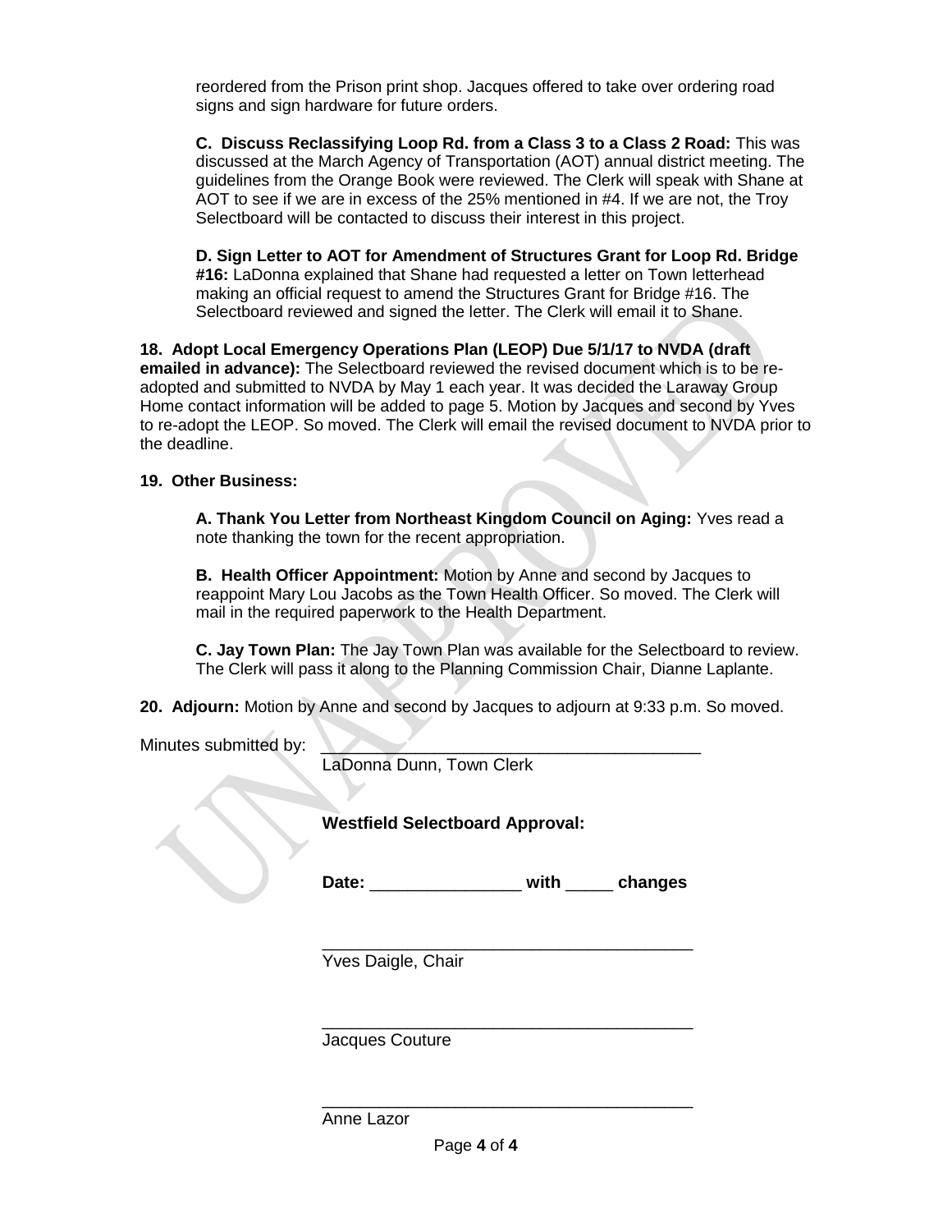reordered from the Prison print shop. Jacques offered to take over ordering road signs and sign hardware for future orders.

**C. Discuss Reclassifying Loop Rd. from a Class 3 to a Class 2 Road:** This was discussed at the March Agency of Transportation (AOT) annual district meeting. The guidelines from the Orange Book were reviewed. The Clerk will speak with Shane at AOT to see if we are in excess of the 25% mentioned in #4. If we are not, the Troy Selectboard will be contacted to discuss their interest in this project.

**D. Sign Letter to AOT for Amendment of Structures Grant for Loop Rd. Bridge #16:** LaDonna explained that Shane had requested a letter on Town letterhead making an official request to amend the Structures Grant for Bridge #16. The Selectboard reviewed and signed the letter. The Clerk will email it to Shane.

**18. Adopt Local Emergency Operations Plan (LEOP) Due 5/1/17 to NVDA (draft emailed in advance):** The Selectboard reviewed the revised document which is to be re-adopted and submitted to NVDA by May 1 each year. It was decided the Laraway Group Home contact information will be added to page 5. Motion by Jacques and second by Yves to re-adopt the LEOP. So moved. The Clerk will email the revised document to NVDA prior to the deadline.

**19. Other Business:**

**A. Thank You Letter from Northeast Kingdom Council on Aging:** Yves read a note thanking the town for the recent appropriation.

**B. Health Officer Appointment:** Motion by Anne and second by Jacques to reappoint Mary Lou Jacobs as the Town Health Officer. So moved. The Clerk will mail in the required paperwork to the Health Department.

**C. Jay Town Plan:** The Jay Town Plan was available for the Selectboard to review. The Clerk will pass it along to the Planning Commission Chair, Dianne Laplante.

**20. Adjourn:** Motion by Anne and second by Jacques to adjourn at 9:33 p.m. So moved.

Minutes submitted by: \_\_\_\_\_\_\_\_\_\_\_\_\_\_\_\_\_\_\_\_\_\_\_\_\_\_\_\_\_\_\_\_\_\_\_\_\_\_\_\_
LaDonna Dunn, Town Clerk

**Westfield Selectboard Approval:**

**Date:** \_\_\_\_\_\_\_\_\_\_\_\_\_\_\_\_ **with** \_\_\_\_\_ **changes**

\_\_\_\_\_\_\_\_\_\_\_\_\_\_\_\_\_\_\_\_\_\_\_\_\_\_\_\_\_\_\_\_\_\_\_\_\_\_\_\_
Yves Daigle, Chair

\_\_\_\_\_\_\_\_\_\_\_\_\_\_\_\_\_\_\_\_\_\_\_\_\_\_\_\_\_\_\_\_\_\_\_\_\_\_\_\_
Jacques Couture

\_\_\_\_\_\_\_\_\_\_\_\_\_\_\_\_\_\_\_\_\_\_\_\_\_\_\_\_\_\_\_\_\_\_\_\_\_\_\_\_
Anne Lazor